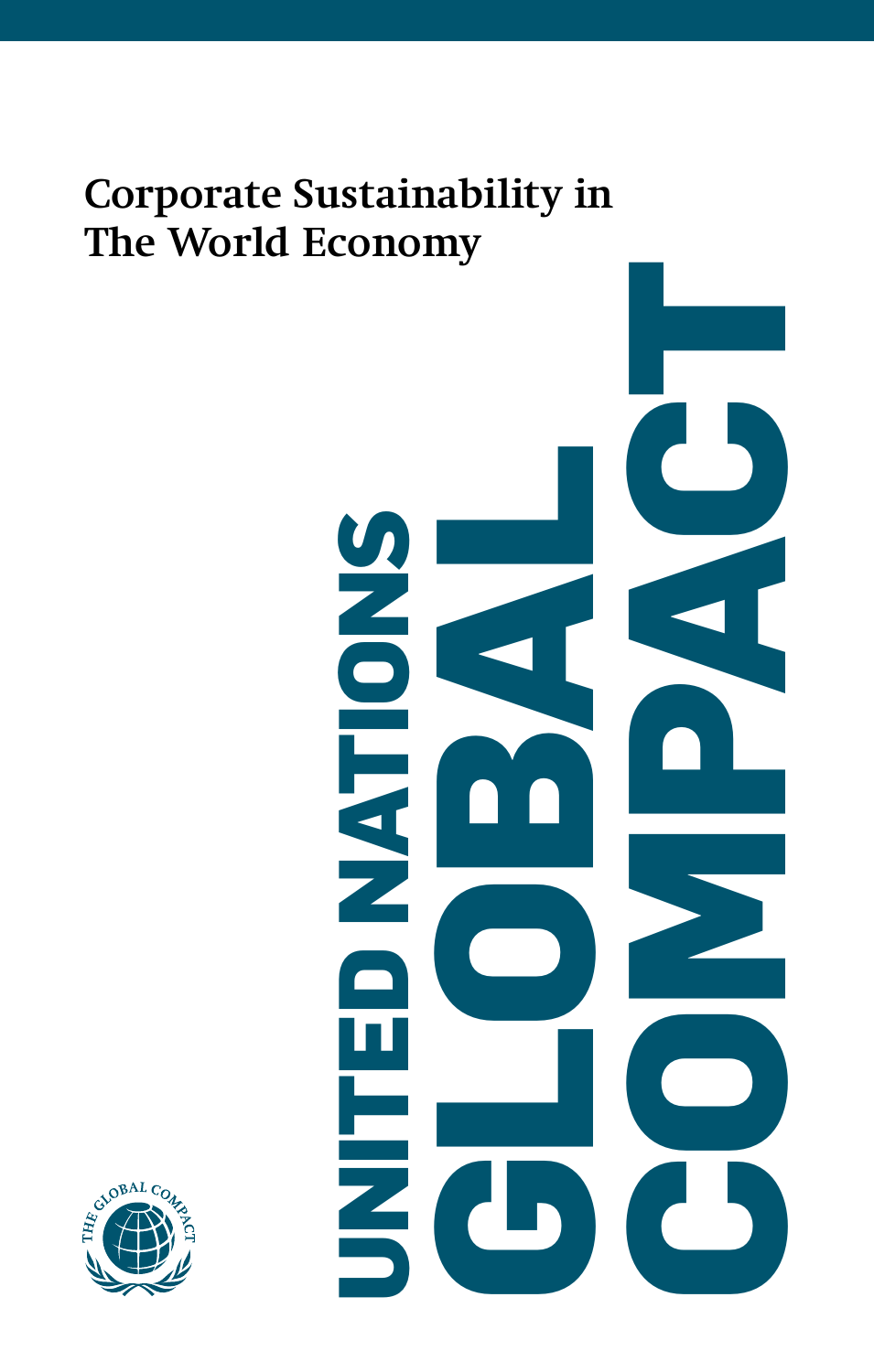# Corporate Sustainability in The World Economy

UNITED NATIONS GLOBAL COMPACT

THE GLOBAL COMPACT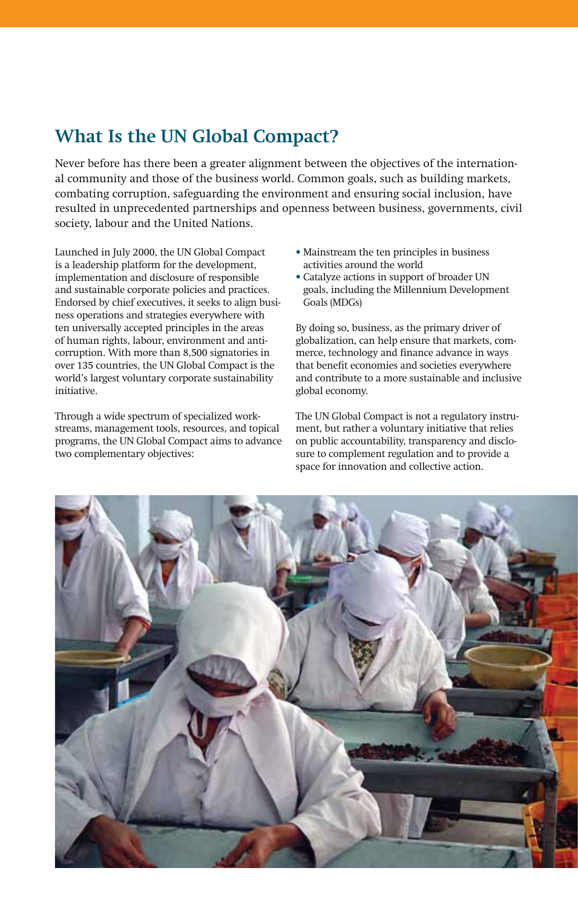## What Is the UN Global Compact?

Never before has there been a greater alignment between the objectives of the international community and those of the business world. Common goals, such as building markets, combating corruption, safeguarding the environment and ensuring social inclusion, have resulted in unprecedented partnerships and openness between business, governments, civil society, labour and the United Nations.

Launched in July 2000, the UN Global Compact is a leadership platform for the development, implementation and disclosure of responsible and sustainable corporate policies and practices. Endorsed by chief executives, it seeks to align business operations and strategies everywhere with ten universally accepted principles in the areas of human rights, labour, environment and anti-corruption. With more than 8,500 signatories in over 135 countries, the UN Global Compact is the world's largest voluntary corporate sustainability initiative.

Through a wide spectrum of specialized workstreams, management tools, resources, and topical programs, the UN Global Compact aims to advance two complementary objectives:

- Mainstream the ten principles in business activities around the world
- Catalyze actions in support of broader UN goals, including the Millennium Development Goals (MDGs)

By doing so, business, as the primary driver of globalization, can help ensure that markets, commerce, technology and finance advance in ways that benefit economies and societies everywhere and contribute to a more sustainable and inclusive global economy.

The UN Global Compact is not a regulatory instrument, but rather a voluntary initiative that relies on public accountability, transparency and disclosure to complement regulation and to provide a space for innovation and collective action.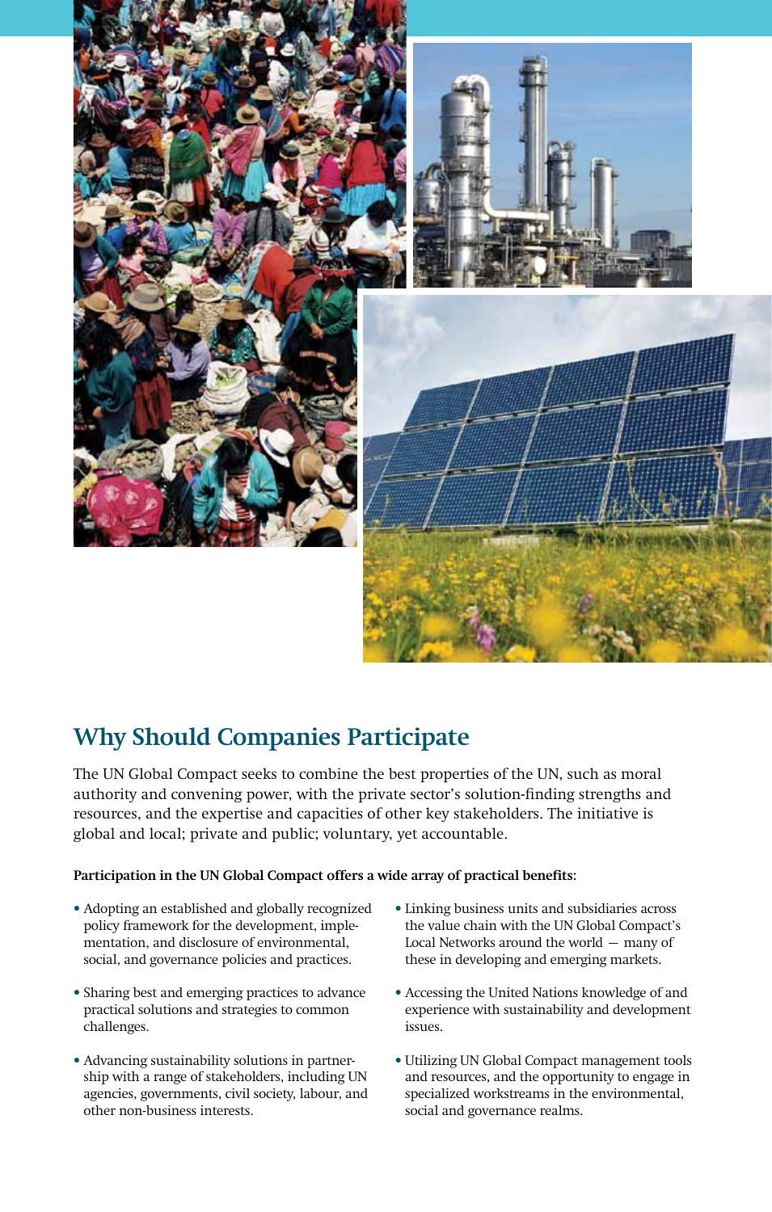## Why Should Companies Participate

The UN Global Compact seeks to combine the best properties of the UN, such as moral authority and convening power, with the private sector's solution-finding strengths and resources, and the expertise and capacities of other key stakeholders. The initiative is global and local; private and public; voluntary, yet accountable.

**Participation in the UN Global Compact offers a wide array of practical benefits:**

- Adopting an established and globally recognized policy framework for the development, implementation, and disclosure of environmental, social, and governance policies and practices.
- Sharing best and emerging practices to advance practical solutions and strategies to common challenges.
- Advancing sustainability solutions in partnership with a range of stakeholders, including UN agencies, governments, civil society, labour, and other non-business interests.
- Linking business units and subsidiaries across the value chain with the UN Global Compact's Local Networks around the world — many of these in developing and emerging markets.
- Accessing the United Nations knowledge of and experience with sustainability and development issues.
- Utilizing UN Global Compact management tools and resources, and the opportunity to engage in specialized workstreams in the environmental, social and governance realms.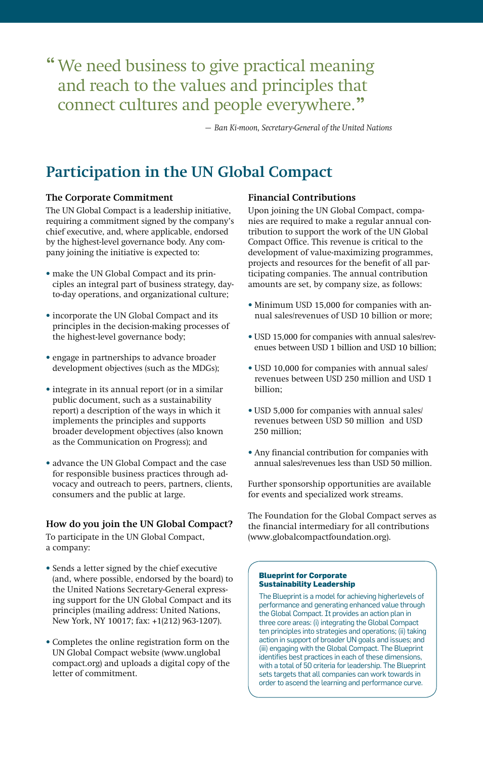> “We need business to give practical meaning and reach to the values and principles that connect cultures and people everywhere.”
>
> *— Ban Ki-moon, Secretary-General of the United Nations*

## Participation in the UN Global Compact

### The Corporate Commitment

The UN Global Compact is a leadership initiative, requiring a commitment signed by the company's chief executive, and, where applicable, endorsed by the highest-level governance body. Any company joining the initiative is expected to:

- make the UN Global Compact and its principles an integral part of business strategy, day-to-day operations, and organizational culture;
- incorporate the UN Global Compact and its principles in the decision-making processes of the highest-level governance body;
- engage in partnerships to advance broader development objectives (such as the MDGs);
- integrate in its annual report (or in a similar public document, such as a sustainability report) a description of the ways in which it implements the principles and supports broader development objectives (also known as the Communication on Progress); and
- advance the UN Global Compact and the case for responsible business practices through advocacy and outreach to peers, partners, clients, consumers and the public at large.

### How do you join the UN Global Compact?

To participate in the UN Global Compact, a company:

- Sends a letter signed by the chief executive (and, where possible, endorsed by the board) to the United Nations Secretary-General expressing support for the UN Global Compact and its principles (mailing address: United Nations, New York, NY 10017; fax: +1(212) 963-1207).
- Completes the online registration form on the UN Global Compact website (www.unglobalcompact.org) and uploads a digital copy of the letter of commitment.

### Financial Contributions

Upon joining the UN Global Compact, companies are required to make a regular annual contribution to support the work of the UN Global Compact Office. This revenue is critical to the development of value-maximizing programmes, projects and resources for the benefit of all participating companies. The annual contribution amounts are set, by company size, as follows:

- Minimum USD 15,000 for companies with annual sales/revenues of USD 10 billion or more;
- USD 15,000 for companies with annual sales/revenues between USD 1 billion and USD 10 billion;
- USD 10,000 for companies with annual sales/revenues between USD 250 million and USD 1 billion;
- USD 5,000 for companies with annual sales/revenues between USD 50 million and USD 250 million;
- Any financial contribution for companies with annual sales/revenues less than USD 50 million.

Further sponsorship opportunities are available for events and specialized work streams.

The Foundation for the Global Compact serves as the financial intermediary for all contributions (www.globalcompactfoundation.org).

**Blueprint for Corporate Sustainability Leadership**

The Blueprint is a model for achieving higherlevels of performance and generating enhanced value through the Global Compact. It provides an action plan in three core areas: (i) integrating the Global Compact ten principles into strategies and operations; (ii) taking action in support of broader UN goals and issues; and (iii) engaging with the Global Compact. The Blueprint identifies best practices in each of these dimensions, with a total of 50 criteria for leadership. The Blueprint sets targets that all companies can work towards in order to ascend the learning and performance curve.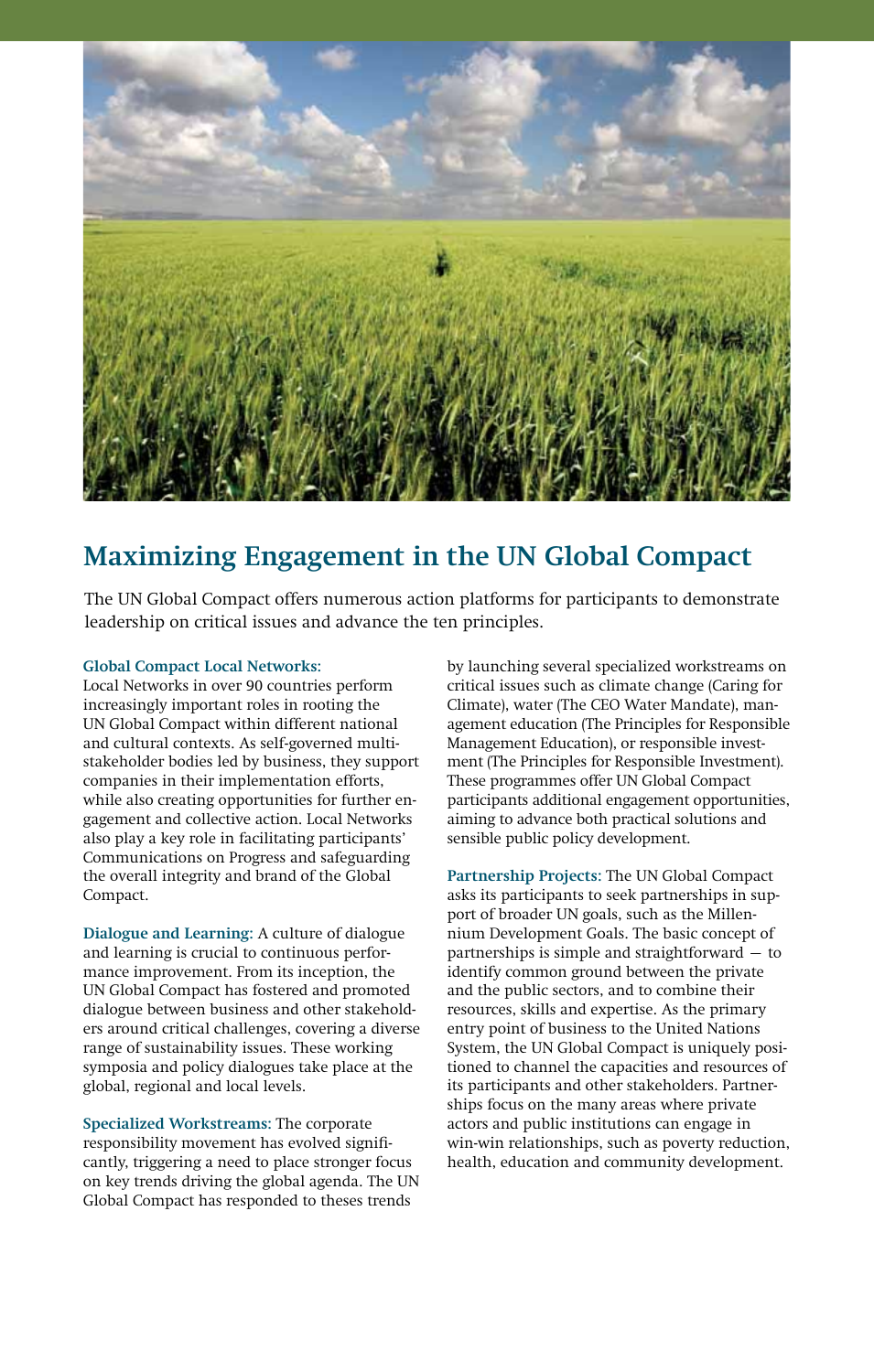## Maximizing Engagement in the UN Global Compact

The UN Global Compact offers numerous action platforms for participants to demonstrate leadership on critical issues and advance the ten principles.

**Global Compact Local Networks:**
Local Networks in over 90 countries perform increasingly important roles in rooting the UN Global Compact within different national and cultural contexts. As self-governed multi-stakeholder bodies led by business, they support companies in their implementation efforts, while also creating opportunities for further engagement and collective action. Local Networks also play a key role in facilitating participants' Communications on Progress and safeguarding the overall integrity and brand of the Global Compact.

**Dialogue and Learning:** A culture of dialogue and learning is crucial to continuous performance improvement. From its inception, the UN Global Compact has fostered and promoted dialogue between business and other stakeholders around critical challenges, covering a diverse range of sustainability issues. These working symposia and policy dialogues take place at the global, regional and local levels.

**Specialized Workstreams:** The corporate responsibility movement has evolved significantly, triggering a need to place stronger focus on key trends driving the global agenda. The UN Global Compact has responded to theses trends by launching several specialized workstreams on critical issues such as climate change (Caring for Climate), water (The CEO Water Mandate), management education (The Principles for Responsible Management Education), or responsible investment (The Principles for Responsible Investment). These programmes offer UN Global Compact participants additional engagement opportunities, aiming to advance both practical solutions and sensible public policy development.

**Partnership Projects:** The UN Global Compact asks its participants to seek partnerships in support of broader UN goals, such as the Millennium Development Goals. The basic concept of partnerships is simple and straightforward — to identify common ground between the private and the public sectors, and to combine their resources, skills and expertise. As the primary entry point of business to the United Nations System, the UN Global Compact is uniquely positioned to channel the capacities and resources of its participants and other stakeholders. Partnerships focus on the many areas where private actors and public institutions can engage in win-win relationships, such as poverty reduction, health, education and community development.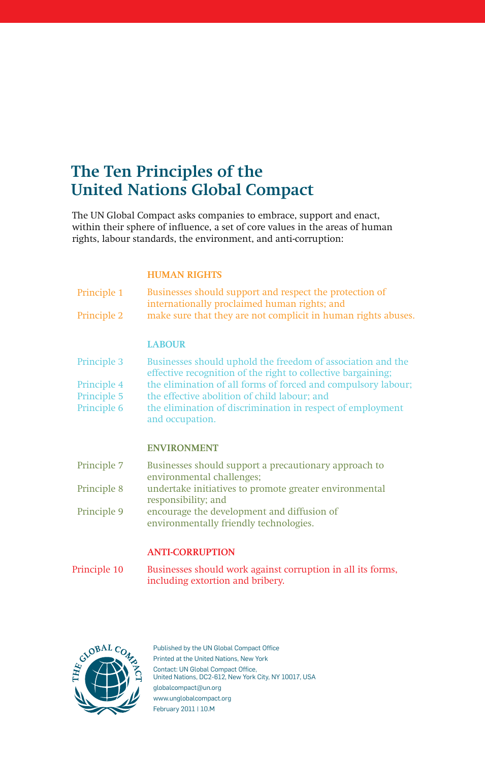# The Ten Principles of the United Nations Global Compact

The UN Global Compact asks companies to embrace, support and enact, within their sphere of influence, a set of core values in the areas of human rights, labour standards, the environment, and anti-corruption:

## HUMAN RIGHTS

Principle 1 — Businesses should support and respect the protection of internationally proclaimed human rights; and

Principle 2 — make sure that they are not complicit in human rights abuses.

## LABOUR

Principle 3 — Businesses should uphold the freedom of association and the effective recognition of the right to collective bargaining;

Principle 4 — the elimination of all forms of forced and compulsory labour;

Principle 5 — the effective abolition of child labour; and

Principle 6 — the elimination of discrimination in respect of employment and occupation.

## ENVIRONMENT

Principle 7 — Businesses should support a precautionary approach to environmental challenges;

Principle 8 — undertake initiatives to promote greater environmental responsibility; and

Principle 9 — encourage the development and diffusion of environmentally friendly technologies.

## ANTI-CORRUPTION

Principle 10 — Businesses should work against corruption in all its forms, including extortion and bribery.

THE GLOBAL COMPACT

Published by the UN Global Compact Office
Printed at the United Nations, New York
Contact: UN Global Compact Office,
United Nations, DC2-612, New York City, NY 10017, USA
globalcompact@un.org
www.unglobalcompact.org
February 2011 | 10.M